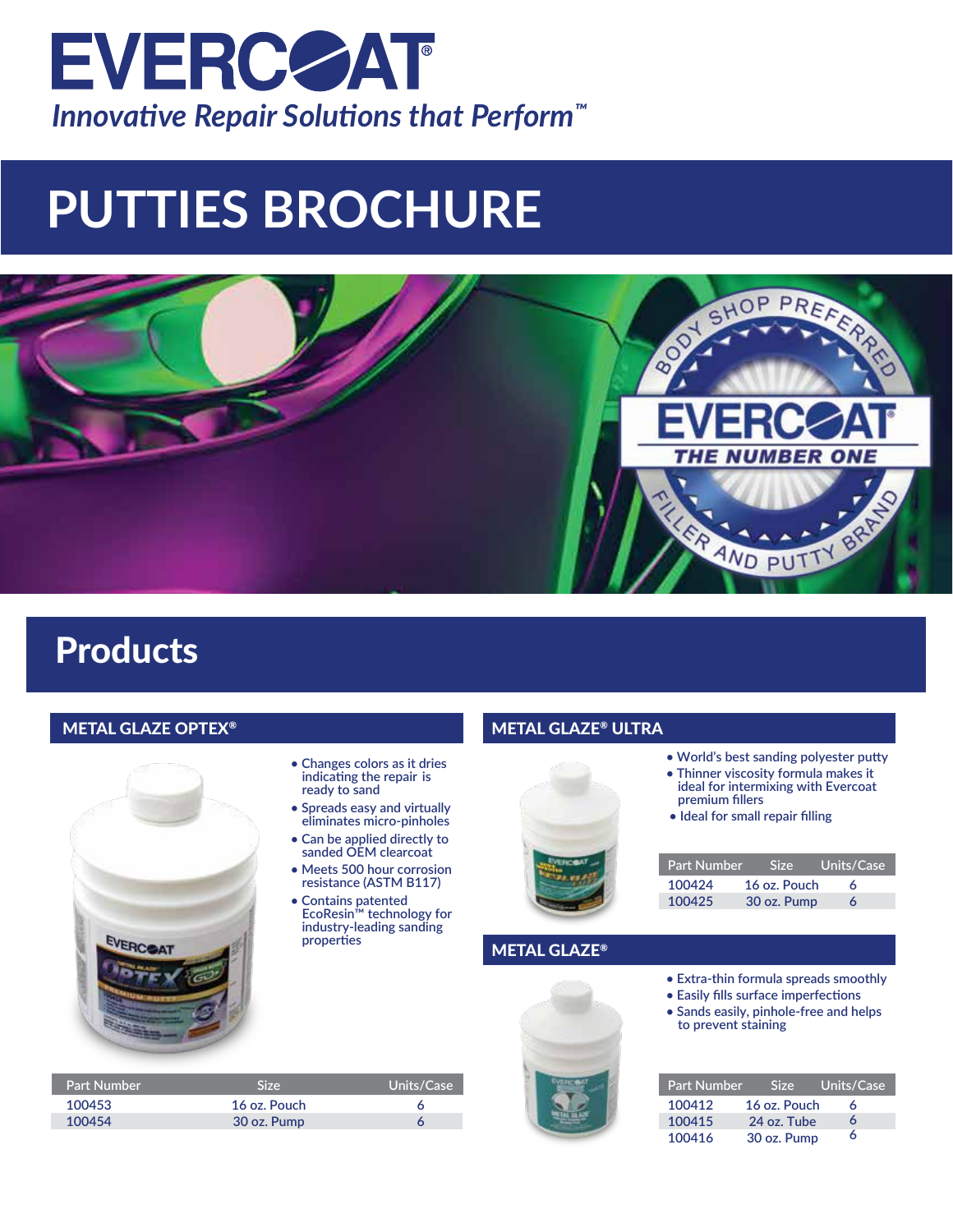# EVERCOAT®

*Innovative Repair Solutions that Perform™*

# PUTTIES BROCHURE

## Products

### METAL GLAZE OPTEX®

- Changes colors as it dries indicating the repair is ready to sand
- Spreads easy and virtually eliminates micro-pinholes
- Can be applied directly to sanded OEM clearcoat
- Meets 500 hour corrosion resistance (ASTM B117)
- Contains patented EcoResin™ technology for industry-leading sanding properties

| Part Number | Size | Units/Case |
|---|---|---|
| 100453 | 16 oz. Pouch | 6 |
| 100454 | 30 oz. Pump | 6 |

### METAL GLAZE® ULTRA

- World's best sanding polyester putty
- Thinner viscosity formula makes it ideal for intermixing with Evercoat premium fillers
- Ideal for small repair filling

| Part Number | Size | Units/Case |
|---|---|---|
| 100424 | 16 oz. Pouch | 6 |
| 100425 | 30 oz. Pump | 6 |

### METAL GLAZE®

- Extra-thin formula spreads smoothly
- Easily fills surface imperfections
- Sands easily, pinhole-free and helps to prevent staining

| Part Number | Size | Units/Case |
|---|---|---|
| 100412 | 16 oz. Pouch | 6 |
| 100415 | 24 oz. Tube | 6 |
| 100416 | 30 oz. Pump | 6 |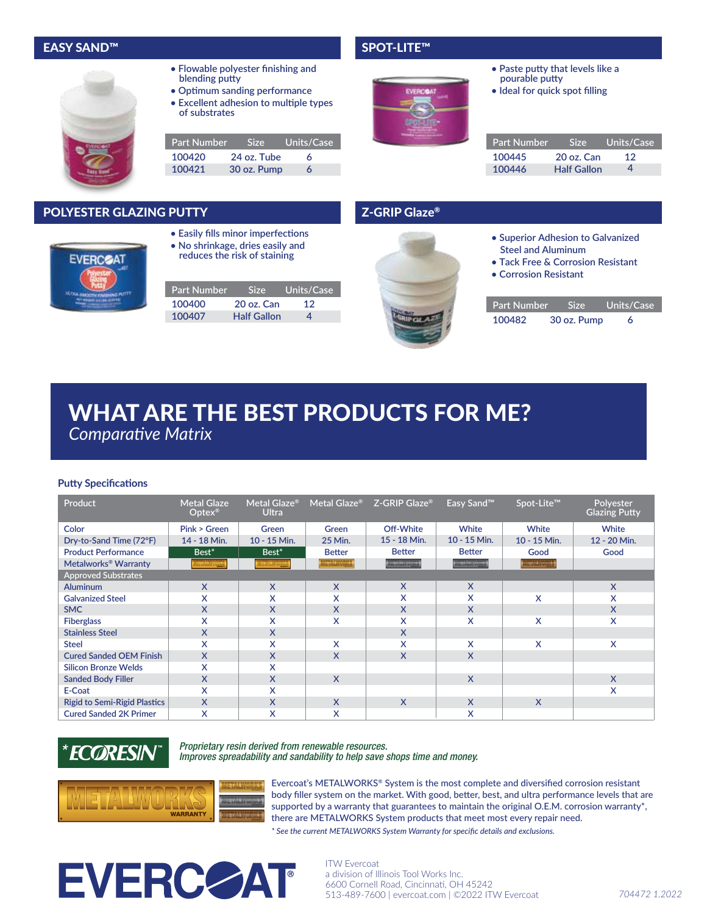## EASY SAND™

- Flowable polyester finishing and blending putty
- Optimum sanding performance
- Excellent adhesion to multiple types of substrates

| Part Number | Size | Units/Case |
|---|---|---|
| 100420 | 24 oz. Tube | 6 |
| 100421 | 30 oz. Pump | 6 |

## SPOT-LITE™

- Paste putty that levels like a pourable putty
- Ideal for quick spot filling

| Part Number | Size | Units/Case |
|---|---|---|
| 100445 | 20 oz. Can | 12 |
| 100446 | Half Gallon | 4 |

## POLYESTER GLAZING PUTTY

- Easily fills minor imperfections
- No shrinkage, dries easily and reduces the risk of staining

| Part Number | Size | Units/Case |
|---|---|---|
| 100400 | 20 oz. Can | 12 |
| 100407 | Half Gallon | 4 |

## Z-GRIP Glaze®

- Superior Adhesion to Galvanized Steel and Aluminum
- Tack Free & Corrosion Resistant
- Corrosion Resistant

| Part Number | Size | Units/Case |
|---|---|---|
| 100482 | 30 oz. Pump | 6 |

# WHAT ARE THE BEST PRODUCTS FOR ME?

*Comparative Matrix*

### Putty Specifications

| Product | Metal Glaze Optex® | Metal Glaze® Ultra | Metal Glaze® | Z-GRIP Glaze® | Easy Sand™ | Spot-Lite™ | Polyester Glazing Putty |
|---|---|---|---|---|---|---|---|
| Color | Pink > Green | Green | Green | Off-White | White | White | White |
| Dry-to-Sand Time (72°F) | 14 - 18 Min. | 10 - 15 Min. | 25 Min. | 15 - 18 Min. | 10 - 15 Min. | 10 - 15 Min. | 12 - 20 Min. |
| Product Performance | Best* | Best* | Better | Better | Better | Good | Good |
| Metalworks® Warranty | | | | | | | |
| **Approved Substrates** | | | | | | | |
| Aluminum | X | X | X | X | X | | X |
| Galvanized Steel | X | X | X | X | X | X | X |
| SMC | X | X | X | X | X | | X |
| Fiberglass | X | X | X | X | X | X | X |
| Stainless Steel | X | X | | X | | | |
| Steel | X | X | X | X | X | X | X |
| Cured Sanded OEM Finish | X | X | X | X | X | | |
| Silicon Bronze Welds | X | X | | | | | |
| Sanded Body Filler | X | X | X | | X | | X |
| E-Coat | X | X | | | | | X |
| Rigid to Semi-Rigid Plastics | X | X | X | X | X | X | |
| Cured Sanded 2K Primer | X | X | X | | X | | |

*ECORESIN™

*Proprietary resin derived from renewable resources. Improves spreadability and sandability to help save shops time and money.*

METALWORKS WARRANTY

Evercoat's METALWORKS® System is the most complete and diversified corrosion resistant body filler system on the market. With good, better, best, and ultra performance levels that are supported by a warranty that guarantees to maintain the original O.E.M. corrosion warranty*, there are METALWORKS System products that meet most every repair need.

*\* See the current METALWORKS System Warranty for specific details and exclusions.*

EVERCOAT®

ITW Evercoat
a division of Illinois Tool Works Inc.
6600 Cornell Road, Cincinnati, OH 45242
513-489-7600 | evercoat.com | ©2022 ITW Evercoat

704472 1.2022